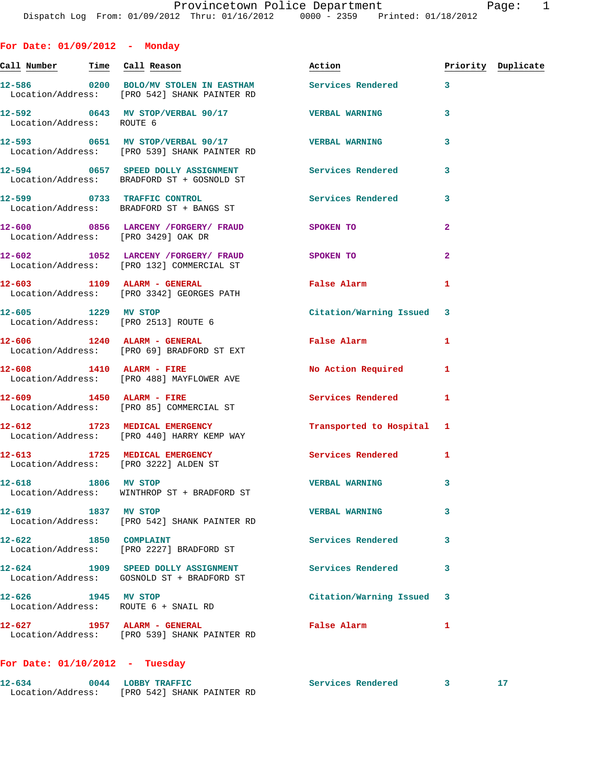Provincetown Police Department
Dispatch Log From: 01/09/2012 Thru: 01/16/2012 0000 - 2359 Printed: 01/18/2012

## For Date: 01/09/2012 - Monday

| Call Number | Time | Call Reason | Action | Priority | Duplicate |
|---|---|---|---|---|---|
| 12-586 | 0200 | BOLO/MV STOLEN IN EASTHAM | Services Rendered | 3 | |
| Location/Address: | | [PRO 542] SHANK PAINTER RD | | | |
| 12-592 | 0643 | MV STOP/VERBAL 90/17 | VERBAL WARNING | 3 | |
| Location/Address: | | ROUTE 6 | | | |
| 12-593 | 0651 | MV STOP/VERBAL 90/17 | VERBAL WARNING | 3 | |
| Location/Address: | | [PRO 539] SHANK PAINTER RD | | | |
| 12-594 | 0657 | SPEED DOLLY ASSIGNMENT | Services Rendered | 3 | |
| Location/Address: | | BRADFORD ST + GOSNOLD ST | | | |
| 12-599 | 0733 | TRAFFIC CONTROL | Services Rendered | 3 | |
| Location/Address: | | BRADFORD ST + BANGS ST | | | |
| 12-600 | 0856 | LARCENY /FORGERY/ FRAUD | SPOKEN TO | 2 | |
| Location/Address: | | [PRO 3429] OAK DR | | | |
| 12-602 | 1052 | LARCENY /FORGERY/ FRAUD | SPOKEN TO | 2 | |
| Location/Address: | | [PRO 132] COMMERCIAL ST | | | |
| 12-603 | 1109 | ALARM - GENERAL | False Alarm | 1 | |
| Location/Address: | | [PRO 3342] GEORGES PATH | | | |
| 12-605 | 1229 | MV STOP | Citation/Warning Issued | 3 | |
| Location/Address: | | [PRO 2513] ROUTE 6 | | | |
| 12-606 | 1240 | ALARM - GENERAL | False Alarm | 1 | |
| Location/Address: | | [PRO 69] BRADFORD ST EXT | | | |
| 12-608 | 1410 | ALARM - FIRE | No Action Required | 1 | |
| Location/Address: | | [PRO 488] MAYFLOWER AVE | | | |
| 12-609 | 1450 | ALARM - FIRE | Services Rendered | 1 | |
| Location/Address: | | [PRO 85] COMMERCIAL ST | | | |
| 12-612 | 1723 | MEDICAL EMERGENCY | Transported to Hospital | 1 | |
| Location/Address: | | [PRO 440] HARRY KEMP WAY | | | |
| 12-613 | 1725 | MEDICAL EMERGENCY | Services Rendered | 1 | |
| Location/Address: | | [PRO 3222] ALDEN ST | | | |
| 12-618 | 1806 | MV STOP | VERBAL WARNING | 3 | |
| Location/Address: | | WINTHROP ST + BRADFORD ST | | | |
| 12-619 | 1837 | MV STOP | VERBAL WARNING | 3 | |
| Location/Address: | | [PRO 542] SHANK PAINTER RD | | | |
| 12-622 | 1850 | COMPLAINT | Services Rendered | 3 | |
| Location/Address: | | [PRO 2227] BRADFORD ST | | | |
| 12-624 | 1909 | SPEED DOLLY ASSIGNMENT | Services Rendered | 3 | |
| Location/Address: | | GOSNOLD ST + BRADFORD ST | | | |
| 12-626 | 1945 | MV STOP | Citation/Warning Issued | 3 | |
| Location/Address: | | ROUTE 6 + SNAIL RD | | | |
| 12-627 | 1957 | ALARM - GENERAL | False Alarm | 1 | |
| Location/Address: | | [PRO 539] SHANK PAINTER RD | | | |

## For Date: 01/10/2012 - Tuesday

| Call Number | Time | Call Reason | Action | Priority | Duplicate |
|---|---|---|---|---|---|
| 12-634 | 0044 | LOBBY TRAFFIC | Services Rendered | 3 | 17 |
| Location/Address: | | [PRO 542] SHANK PAINTER RD | | | |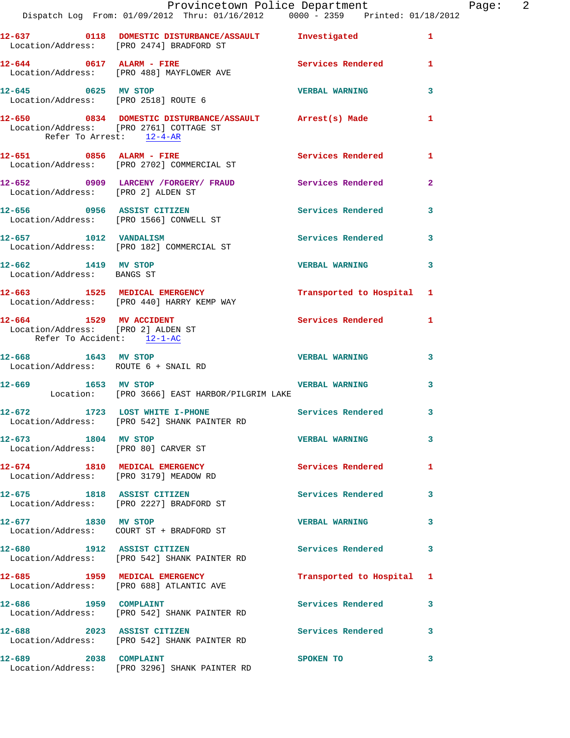12-637 0118 DOMESTIC DISTURBANCE/ASSAULT Investigated 1
Location/Address: [PRO 2474] BRADFORD ST

12-644 0617 ALARM - FIRE Services Rendered 1
Location/Address: [PRO 488] MAYFLOWER AVE

12-645 0625 MV STOP VERBAL WARNING 3
Location/Address: [PRO 2518] ROUTE 6

12-650 0834 DOMESTIC DISTURBANCE/ASSAULT Arrest(s) Made 1
Location/Address: [PRO 2761] COTTAGE ST
Refer To Arrest: 12-4-AR

12-651 0856 ALARM - FIRE Services Rendered 1
Location/Address: [PRO 2702] COMMERCIAL ST

12-652 0909 LARCENY /FORGERY/ FRAUD Services Rendered 2
Location/Address: [PRO 2] ALDEN ST

12-656 0956 ASSIST CITIZEN Services Rendered 3
Location/Address: [PRO 1566] CONWELL ST

12-657 1012 VANDALISM Services Rendered 3
Location/Address: [PRO 182] COMMERCIAL ST

12-662 1419 MV STOP VERBAL WARNING 3
Location/Address: BANGS ST

12-663 1525 MEDICAL EMERGENCY Transported to Hospital 1
Location/Address: [PRO 440] HARRY KEMP WAY

12-664 1529 MV ACCIDENT Services Rendered 1
Location/Address: [PRO 2] ALDEN ST
Refer To Accident: 12-1-AC

12-668 1643 MV STOP VERBAL WARNING 3
Location/Address: ROUTE 6 + SNAIL RD

12-669 1653 MV STOP VERBAL WARNING 3
Location: [PRO 3666] EAST HARBOR/PILGRIM LAKE

12-672 1723 LOST WHITE I-PHONE Services Rendered 3
Location/Address: [PRO 542] SHANK PAINTER RD

12-673 1804 MV STOP VERBAL WARNING 3
Location/Address: [PRO 80] CARVER ST

12-674 1810 MEDICAL EMERGENCY Services Rendered 1
Location/Address: [PRO 3179] MEADOW RD

12-675 1818 ASSIST CITIZEN Services Rendered 3
Location/Address: [PRO 2227] BRADFORD ST

12-677 1830 MV STOP VERBAL WARNING 3
Location/Address: COURT ST + BRADFORD ST

12-680 1912 ASSIST CITIZEN Services Rendered 3
Location/Address: [PRO 542] SHANK PAINTER RD

12-685 1959 MEDICAL EMERGENCY Transported to Hospital 1
Location/Address: [PRO 688] ATLANTIC AVE

12-686 1959 COMPLAINT Services Rendered 3
Location/Address: [PRO 542] SHANK PAINTER RD

12-688 2023 ASSIST CITIZEN Services Rendered 3
Location/Address: [PRO 542] SHANK PAINTER RD

12-689 2038 COMPLAINT SPOKEN TO 3
Location/Address: [PRO 3296] SHANK PAINTER RD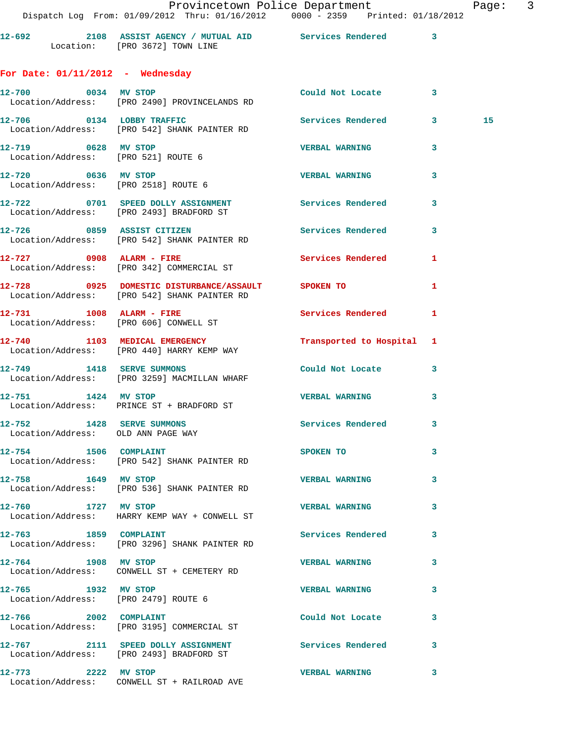12-692 2108 ASSIST AGENCY / MUTUAL AID Services Rendered 3
Location: [PRO 3672] TOWN LINE

**For Date: 01/11/2012 - Wednesday**

12-700 0034 MV STOP Could Not Locate 3
Location/Address: [PRO 2490] PROVINCELANDS RD

12-706 0134 LOBBY TRAFFIC Services Rendered 3 15
Location/Address: [PRO 542] SHANK PAINTER RD

12-719 0628 MV STOP VERBAL WARNING 3
Location/Address: [PRO 521] ROUTE 6

12-720 0636 MV STOP VERBAL WARNING 3
Location/Address: [PRO 2518] ROUTE 6

12-722 0701 SPEED DOLLY ASSIGNMENT Services Rendered 3
Location/Address: [PRO 2493] BRADFORD ST

12-726 0859 ASSIST CITIZEN Services Rendered 3
Location/Address: [PRO 542] SHANK PAINTER RD

12-727 0908 ALARM - FIRE Services Rendered 1
Location/Address: [PRO 342] COMMERCIAL ST

12-728 0925 DOMESTIC DISTURBANCE/ASSAULT SPOKEN TO 1
Location/Address: [PRO 542] SHANK PAINTER RD

12-731 1008 ALARM - FIRE Services Rendered 1
Location/Address: [PRO 606] CONWELL ST

12-740 1103 MEDICAL EMERGENCY Transported to Hospital 1
Location/Address: [PRO 440] HARRY KEMP WAY

12-749 1418 SERVE SUMMONS Could Not Locate 3
Location/Address: [PRO 3259] MACMILLAN WHARF

12-751 1424 MV STOP VERBAL WARNING 3
Location/Address: PRINCE ST + BRADFORD ST

12-752 1428 SERVE SUMMONS Services Rendered 3
Location/Address: OLD ANN PAGE WAY

12-754 1506 COMPLAINT SPOKEN TO 3
Location/Address: [PRO 542] SHANK PAINTER RD

12-758 1649 MV STOP VERBAL WARNING 3
Location/Address: [PRO 536] SHANK PAINTER RD

12-760 1727 MV STOP VERBAL WARNING 3
Location/Address: HARRY KEMP WAY + CONWELL ST

12-763 1859 COMPLAINT Services Rendered 3
Location/Address: [PRO 3296] SHANK PAINTER RD

12-764 1908 MV STOP VERBAL WARNING 3
Location/Address: CONWELL ST + CEMETERY RD

12-765 1932 MV STOP VERBAL WARNING 3
Location/Address: [PRO 2479] ROUTE 6

12-766 2002 COMPLAINT Could Not Locate 3
Location/Address: [PRO 3195] COMMERCIAL ST

12-767 2111 SPEED DOLLY ASSIGNMENT Services Rendered 3
Location/Address: [PRO 2493] BRADFORD ST

12-773 2222 MV STOP VERBAL WARNING 3
Location/Address: CONWELL ST + RAILROAD AVE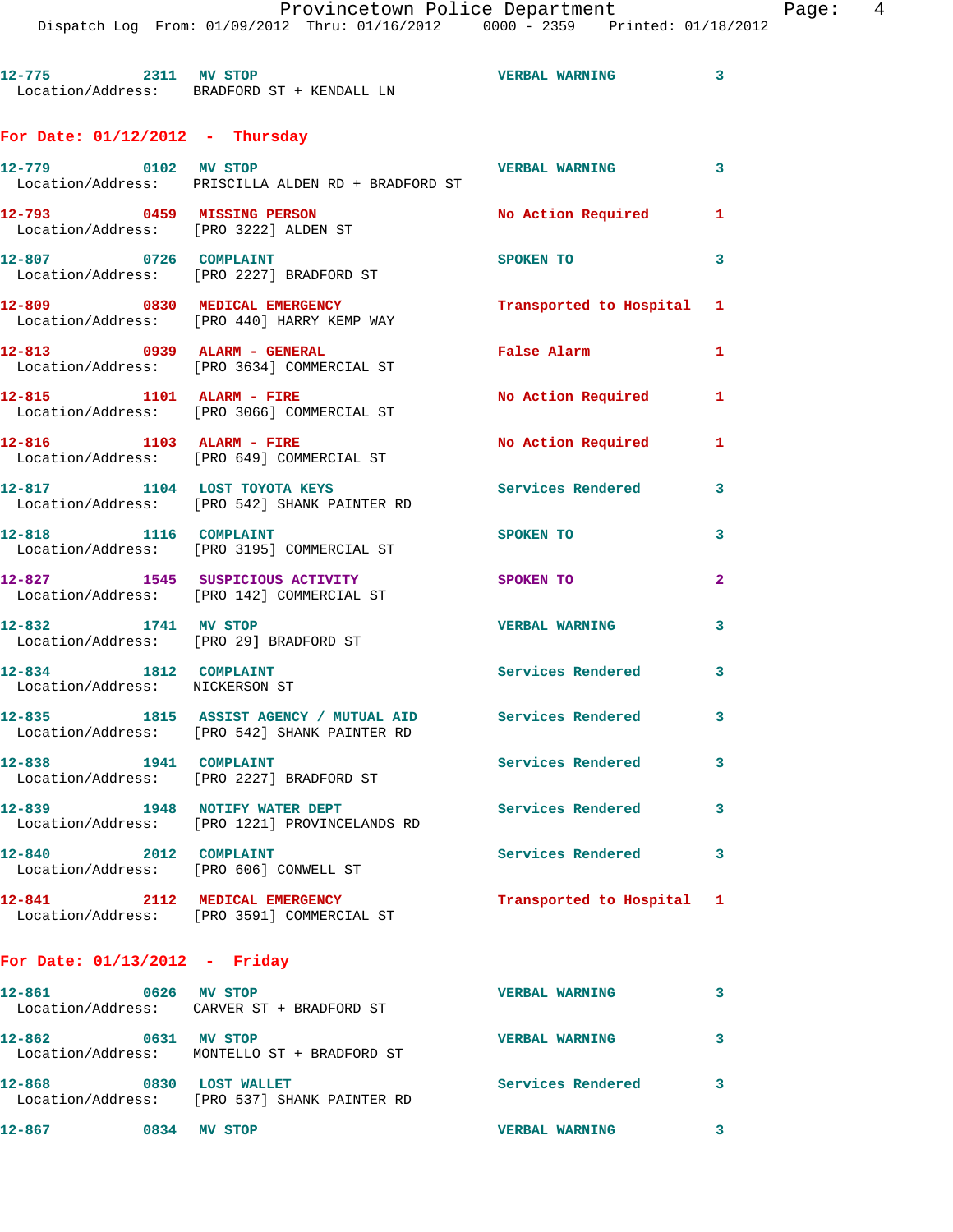12-775 2311 MV STOP VERBAL WARNING 3
Location/Address: BRADFORD ST + KENDALL LN

## For Date: 01/12/2012 - Thursday

12-779 0102 MV STOP VERBAL WARNING 3
Location/Address: PRISCILLA ALDEN RD + BRADFORD ST

12-793 0459 MISSING PERSON No Action Required 1
Location/Address: [PRO 3222] ALDEN ST

12-807 0726 COMPLAINT SPOKEN TO 3
Location/Address: [PRO 2227] BRADFORD ST

12-809 0830 MEDICAL EMERGENCY Transported to Hospital 1
Location/Address: [PRO 440] HARRY KEMP WAY

12-813 0939 ALARM - GENERAL False Alarm 1
Location/Address: [PRO 3634] COMMERCIAL ST

12-815 1101 ALARM - FIRE No Action Required 1
Location/Address: [PRO 3066] COMMERCIAL ST

12-816 1103 ALARM - FIRE No Action Required 1
Location/Address: [PRO 649] COMMERCIAL ST

12-817 1104 LOST TOYOTA KEYS Services Rendered 3
Location/Address: [PRO 542] SHANK PAINTER RD

12-818 1116 COMPLAINT SPOKEN TO 3
Location/Address: [PRO 3195] COMMERCIAL ST

12-827 1545 SUSPICIOUS ACTIVITY SPOKEN TO 2
Location/Address: [PRO 142] COMMERCIAL ST

12-832 1741 MV STOP VERBAL WARNING 3
Location/Address: [PRO 29] BRADFORD ST

12-834 1812 COMPLAINT Services Rendered 3
Location/Address: NICKERSON ST

12-835 1815 ASSIST AGENCY / MUTUAL AID Services Rendered 3
Location/Address: [PRO 542] SHANK PAINTER RD

12-838 1941 COMPLAINT Services Rendered 3
Location/Address: [PRO 2227] BRADFORD ST

12-839 1948 NOTIFY WATER DEPT Services Rendered 3
Location/Address: [PRO 1221] PROVINCELANDS RD

12-840 2012 COMPLAINT Services Rendered 3
Location/Address: [PRO 606] CONWELL ST

12-841 2112 MEDICAL EMERGENCY Transported to Hospital 1
Location/Address: [PRO 3591] COMMERCIAL ST

## For Date: 01/13/2012 - Friday

12-861 0626 MV STOP VERBAL WARNING 3
Location/Address: CARVER ST + BRADFORD ST

12-862 0631 MV STOP VERBAL WARNING 3
Location/Address: MONTELLO ST + BRADFORD ST

12-868 0830 LOST WALLET Services Rendered 3
Location/Address: [PRO 537] SHANK PAINTER RD

12-867 0834 MV STOP VERBAL WARNING 3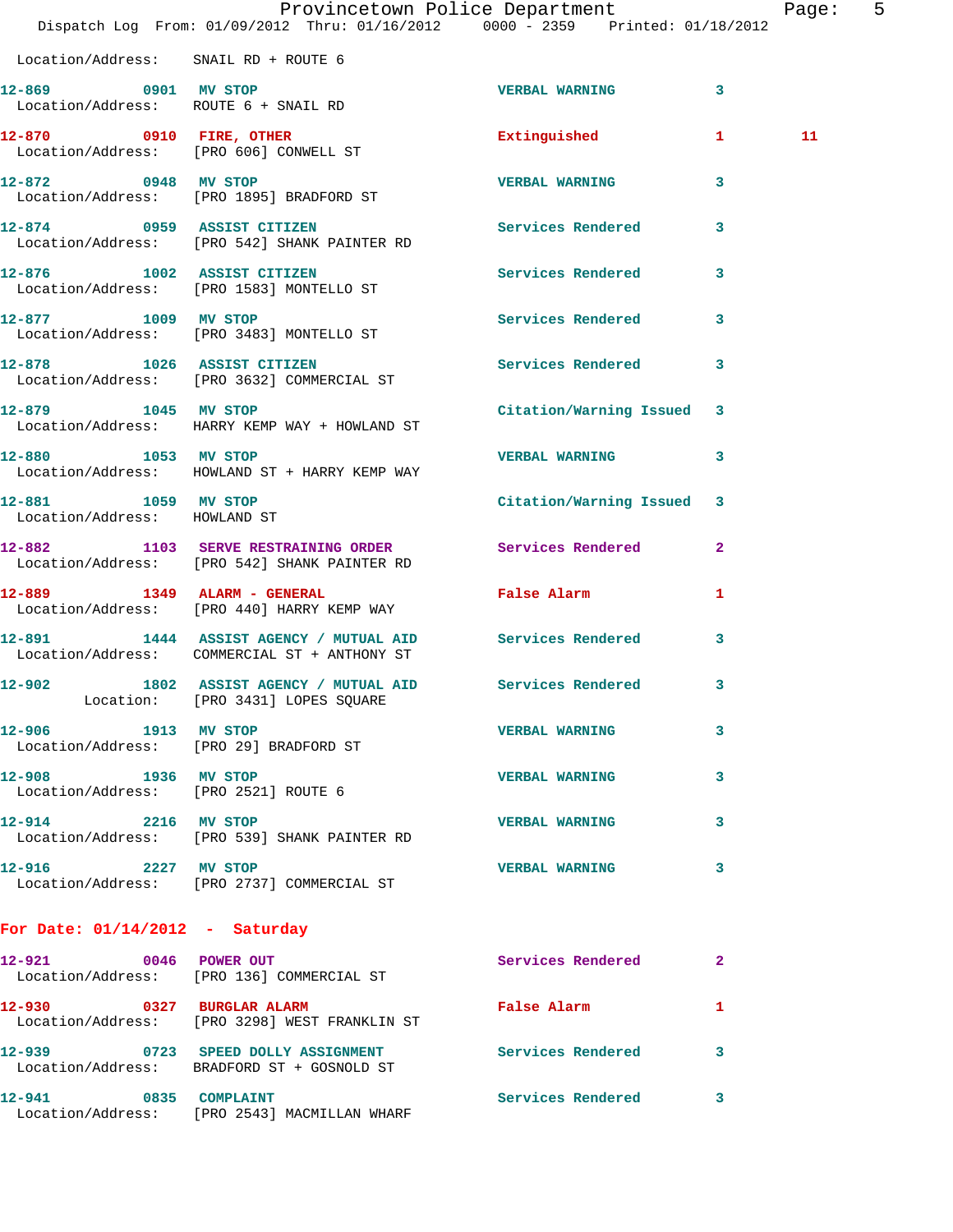Location/Address: SNAIL RD + ROUTE 6

**12-869** 0901 **MV STOP** VERBAL WARNING 3
Location/Address: ROUTE 6 + SNAIL RD

**12-870** 0910 **FIRE, OTHER** Extinguished 1 11
Location/Address: [PRO 606] CONWELL ST

**12-872** 0948 **MV STOP** VERBAL WARNING 3
Location/Address: [PRO 1895] BRADFORD ST

**12-874** 0959 **ASSIST CITIZEN** Services Rendered 3
Location/Address: [PRO 542] SHANK PAINTER RD

**12-876** 1002 **ASSIST CITIZEN** Services Rendered 3
Location/Address: [PRO 1583] MONTELLO ST

**12-877** 1009 **MV STOP** Services Rendered 3
Location/Address: [PRO 3483] MONTELLO ST

**12-878** 1026 **ASSIST CITIZEN** Services Rendered 3
Location/Address: [PRO 3632] COMMERCIAL ST

**12-879** 1045 **MV STOP** Citation/Warning Issued 3
Location/Address: HARRY KEMP WAY + HOWLAND ST

**12-880** 1053 **MV STOP** VERBAL WARNING 3
Location/Address: HOWLAND ST + HARRY KEMP WAY

**12-881** 1059 **MV STOP** Citation/Warning Issued 3
Location/Address: HOWLAND ST

**12-882** 1103 **SERVE RESTRAINING ORDER** Services Rendered 2
Location/Address: [PRO 542] SHANK PAINTER RD

**12-889** 1349 **ALARM - GENERAL** False Alarm 1
Location/Address: [PRO 440] HARRY KEMP WAY

**12-891** 1444 **ASSIST AGENCY / MUTUAL AID** Services Rendered 3
Location/Address: COMMERCIAL ST + ANTHONY ST

**12-902** 1802 **ASSIST AGENCY / MUTUAL AID** Services Rendered 3
Location: [PRO 3431] LOPES SQUARE

**12-906** 1913 **MV STOP** VERBAL WARNING 3
Location/Address: [PRO 29] BRADFORD ST

**12-908** 1936 **MV STOP** VERBAL WARNING 3
Location/Address: [PRO 2521] ROUTE 6

**12-914** 2216 **MV STOP** VERBAL WARNING 3
Location/Address: [PRO 539] SHANK PAINTER RD

**12-916** 2227 **MV STOP** VERBAL WARNING 3
Location/Address: [PRO 2737] COMMERCIAL ST

## For Date: 01/14/2012 - Saturday

**12-921** 0046 **POWER OUT** Services Rendered 2
Location/Address: [PRO 136] COMMERCIAL ST

**12-930** 0327 **BURGLAR ALARM** False Alarm 1
Location/Address: [PRO 3298] WEST FRANKLIN ST

**12-939** 0723 **SPEED DOLLY ASSIGNMENT** Services Rendered 3
Location/Address: BRADFORD ST + GOSNOLD ST

**12-941** 0835 **COMPLAINT** Services Rendered 3
Location/Address: [PRO 2543] MACMILLAN WHARF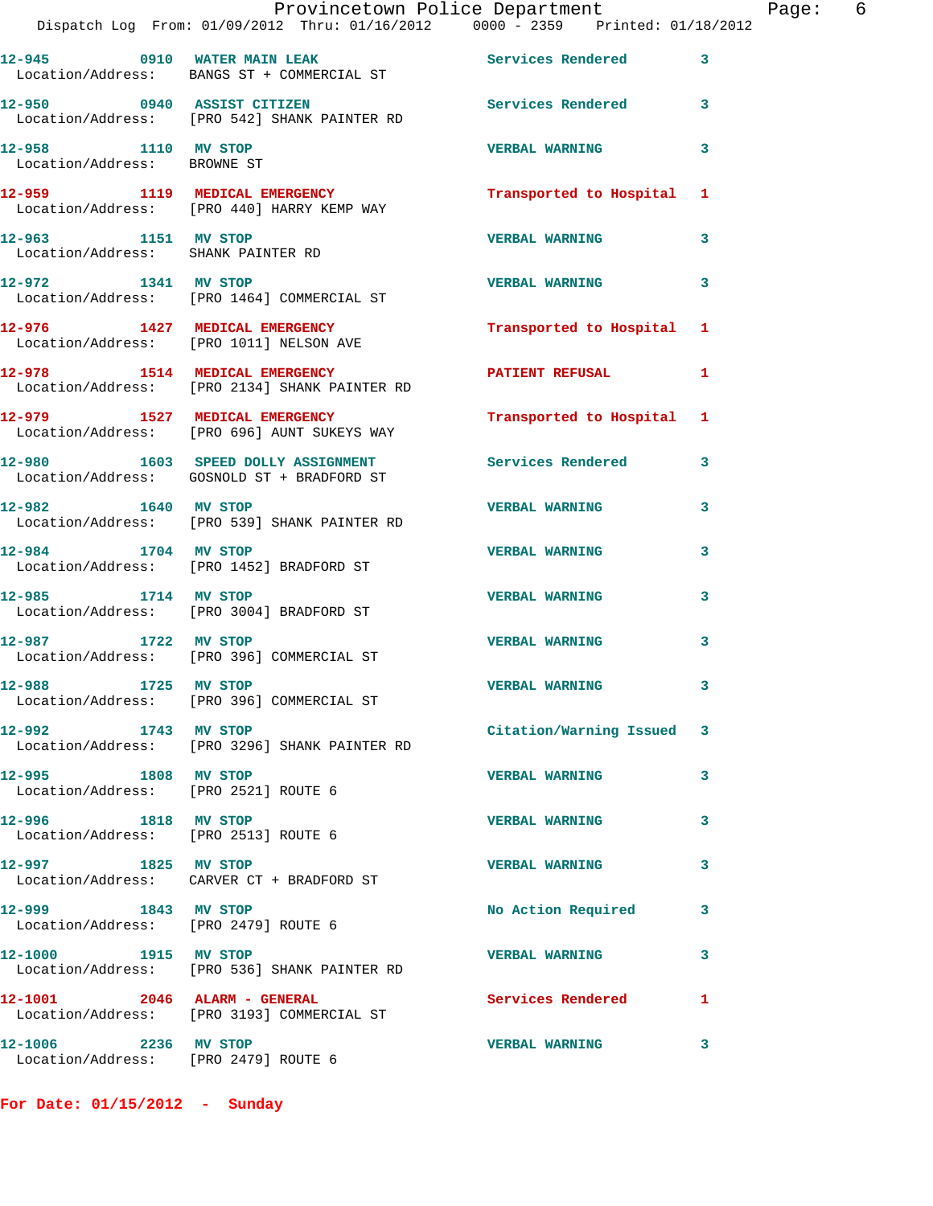12-945 0910 WATER MAIN LEAK Services Rendered 3
Location/Address: BANGS ST + COMMERCIAL ST

12-950 0940 ASSIST CITIZEN Services Rendered 3
Location/Address: [PRO 542] SHANK PAINTER RD

12-958 1110 MV STOP VERBAL WARNING 3
Location/Address: BROWNE ST

12-959 1119 MEDICAL EMERGENCY Transported to Hospital 1
Location/Address: [PRO 440] HARRY KEMP WAY

12-963 1151 MV STOP VERBAL WARNING 3
Location/Address: SHANK PAINTER RD

12-972 1341 MV STOP VERBAL WARNING 3
Location/Address: [PRO 1464] COMMERCIAL ST

12-976 1427 MEDICAL EMERGENCY Transported to Hospital 1
Location/Address: [PRO 1011] NELSON AVE

12-978 1514 MEDICAL EMERGENCY PATIENT REFUSAL 1
Location/Address: [PRO 2134] SHANK PAINTER RD

12-979 1527 MEDICAL EMERGENCY Transported to Hospital 1
Location/Address: [PRO 696] AUNT SUKEYS WAY

12-980 1603 SPEED DOLLY ASSIGNMENT Services Rendered 3
Location/Address: GOSNOLD ST + BRADFORD ST

12-982 1640 MV STOP VERBAL WARNING 3
Location/Address: [PRO 539] SHANK PAINTER RD

12-984 1704 MV STOP VERBAL WARNING 3
Location/Address: [PRO 1452] BRADFORD ST

12-985 1714 MV STOP VERBAL WARNING 3
Location/Address: [PRO 3004] BRADFORD ST

12-987 1722 MV STOP VERBAL WARNING 3
Location/Address: [PRO 396] COMMERCIAL ST

12-988 1725 MV STOP VERBAL WARNING 3
Location/Address: [PRO 396] COMMERCIAL ST

12-992 1743 MV STOP Citation/Warning Issued 3
Location/Address: [PRO 3296] SHANK PAINTER RD

12-995 1808 MV STOP VERBAL WARNING 3
Location/Address: [PRO 2521] ROUTE 6

12-996 1818 MV STOP VERBAL WARNING 3
Location/Address: [PRO 2513] ROUTE 6

12-997 1825 MV STOP VERBAL WARNING 3
Location/Address: CARVER CT + BRADFORD ST

12-999 1843 MV STOP No Action Required 3
Location/Address: [PRO 2479] ROUTE 6

12-1000 1915 MV STOP VERBAL WARNING 3
Location/Address: [PRO 536] SHANK PAINTER RD

12-1001 2046 ALARM - GENERAL Services Rendered 1
Location/Address: [PRO 3193] COMMERCIAL ST

12-1006 2236 MV STOP VERBAL WARNING 3
Location/Address: [PRO 2479] ROUTE 6

**For Date: 01/15/2012 - Sunday**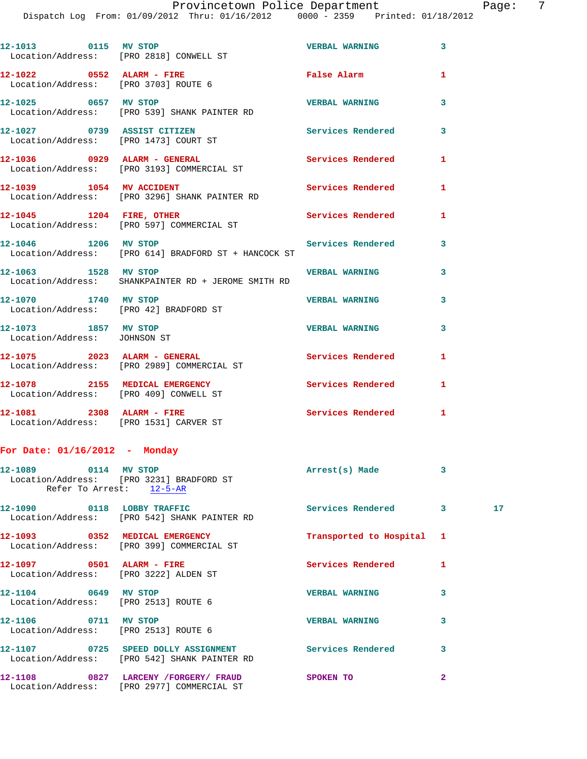12-1013 0115 MV STOP VERBAL WARNING 3
Location/Address: [PRO 2818] CONWELL ST

12-1022 0552 ALARM - FIRE False Alarm 1
Location/Address: [PRO 3703] ROUTE 6

12-1025 0657 MV STOP VERBAL WARNING 3
Location/Address: [PRO 539] SHANK PAINTER RD

12-1027 0739 ASSIST CITIZEN Services Rendered 3
Location/Address: [PRO 1473] COURT ST

12-1036 0929 ALARM - GENERAL Services Rendered 1
Location/Address: [PRO 3193] COMMERCIAL ST

12-1039 1054 MV ACCIDENT Services Rendered 1
Location/Address: [PRO 3296] SHANK PAINTER RD

12-1045 1204 FIRE, OTHER Services Rendered 1
Location/Address: [PRO 597] COMMERCIAL ST

12-1046 1206 MV STOP Services Rendered 3
Location/Address: [PRO 614] BRADFORD ST + HANCOCK ST

12-1063 1528 MV STOP VERBAL WARNING 3
Location/Address: SHANKPAINTER RD + JEROME SMITH RD

12-1070 1740 MV STOP VERBAL WARNING 3
Location/Address: [PRO 42] BRADFORD ST

12-1073 1857 MV STOP VERBAL WARNING 3
Location/Address: JOHNSON ST

12-1075 2023 ALARM - GENERAL Services Rendered 1
Location/Address: [PRO 2989] COMMERCIAL ST

12-1078 2155 MEDICAL EMERGENCY Services Rendered 1
Location/Address: [PRO 409] CONWELL ST

12-1081 2308 ALARM - FIRE Services Rendered 1
Location/Address: [PRO 1531] CARVER ST

## For Date: 01/16/2012 - Monday

12-1089 0114 MV STOP Arrest(s) Made 3
Location/Address: [PRO 3231] BRADFORD ST
Refer To Arrest: 12-5-AR

12-1090 0118 LOBBY TRAFFIC Services Rendered 3 17
Location/Address: [PRO 542] SHANK PAINTER RD

12-1093 0352 MEDICAL EMERGENCY Transported to Hospital 1
Location/Address: [PRO 399] COMMERCIAL ST

12-1097 0501 ALARM - FIRE Services Rendered 1
Location/Address: [PRO 3222] ALDEN ST

12-1104 0649 MV STOP VERBAL WARNING 3
Location/Address: [PRO 2513] ROUTE 6

12-1106 0711 MV STOP VERBAL WARNING 3
Location/Address: [PRO 2513] ROUTE 6

12-1107 0725 SPEED DOLLY ASSIGNMENT Services Rendered 3
Location/Address: [PRO 542] SHANK PAINTER RD

12-1108 0827 LARCENY /FORGERY/ FRAUD SPOKEN TO 2
Location/Address: [PRO 2977] COMMERCIAL ST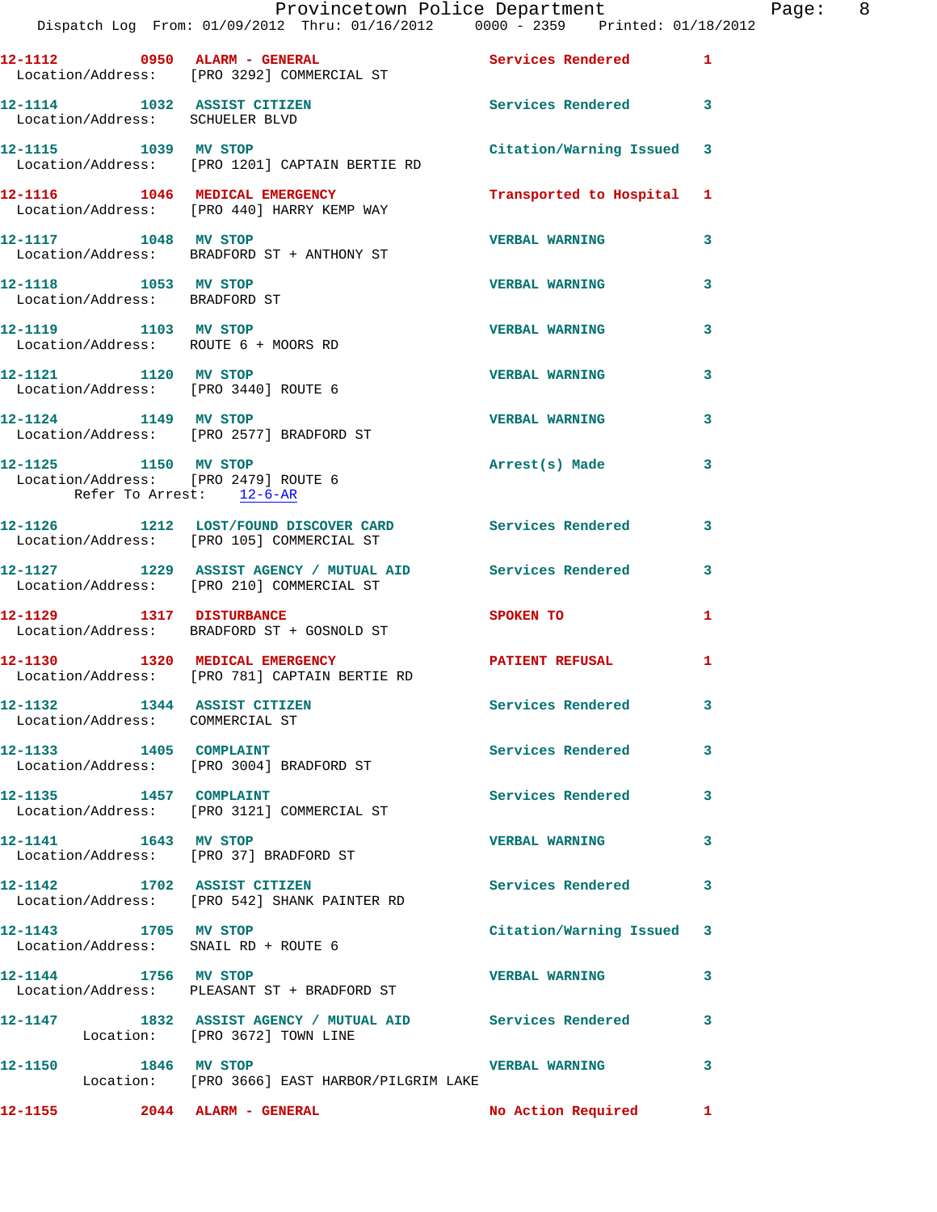12-1112 0950 ALARM - GENERAL Services Rendered 1
Location/Address: [PRO 3292] COMMERCIAL ST

12-1114 1032 ASSIST CITIZEN Services Rendered 3
Location/Address: SCHUELER BLVD

12-1115 1039 MV STOP Citation/Warning Issued 3
Location/Address: [PRO 1201] CAPTAIN BERTIE RD

12-1116 1046 MEDICAL EMERGENCY Transported to Hospital 1
Location/Address: [PRO 440] HARRY KEMP WAY

12-1117 1048 MV STOP VERBAL WARNING 3
Location/Address: BRADFORD ST + ANTHONY ST

12-1118 1053 MV STOP VERBAL WARNING 3
Location/Address: BRADFORD ST

12-1119 1103 MV STOP VERBAL WARNING 3
Location/Address: ROUTE 6 + MOORS RD

12-1121 1120 MV STOP VERBAL WARNING 3
Location/Address: [PRO 3440] ROUTE 6

12-1124 1149 MV STOP VERBAL WARNING 3
Location/Address: [PRO 2577] BRADFORD ST

12-1125 1150 MV STOP Arrest(s) Made 3
Location/Address: [PRO 2479] ROUTE 6
Refer To Arrest: 12-6-AR

12-1126 1212 LOST/FOUND DISCOVER CARD Services Rendered 3
Location/Address: [PRO 105] COMMERCIAL ST

12-1127 1229 ASSIST AGENCY / MUTUAL AID Services Rendered 3
Location/Address: [PRO 210] COMMERCIAL ST

12-1129 1317 DISTURBANCE SPOKEN TO 1
Location/Address: BRADFORD ST + GOSNOLD ST

12-1130 1320 MEDICAL EMERGENCY PATIENT REFUSAL 1
Location/Address: [PRO 781] CAPTAIN BERTIE RD

12-1132 1344 ASSIST CITIZEN Services Rendered 3
Location/Address: COMMERCIAL ST

12-1133 1405 COMPLAINT Services Rendered 3
Location/Address: [PRO 3004] BRADFORD ST

12-1135 1457 COMPLAINT Services Rendered 3
Location/Address: [PRO 3121] COMMERCIAL ST

12-1141 1643 MV STOP VERBAL WARNING 3
Location/Address: [PRO 37] BRADFORD ST

12-1142 1702 ASSIST CITIZEN Services Rendered 3
Location/Address: [PRO 542] SHANK PAINTER RD

12-1143 1705 MV STOP Citation/Warning Issued 3
Location/Address: SNAIL RD + ROUTE 6

12-1144 1756 MV STOP VERBAL WARNING 3
Location/Address: PLEASANT ST + BRADFORD ST

12-1147 1832 ASSIST AGENCY / MUTUAL AID Services Rendered 3
Location: [PRO 3672] TOWN LINE

12-1150 1846 MV STOP VERBAL WARNING 3
Location: [PRO 3666] EAST HARBOR/PILGRIM LAKE

12-1155 2044 ALARM - GENERAL No Action Required 1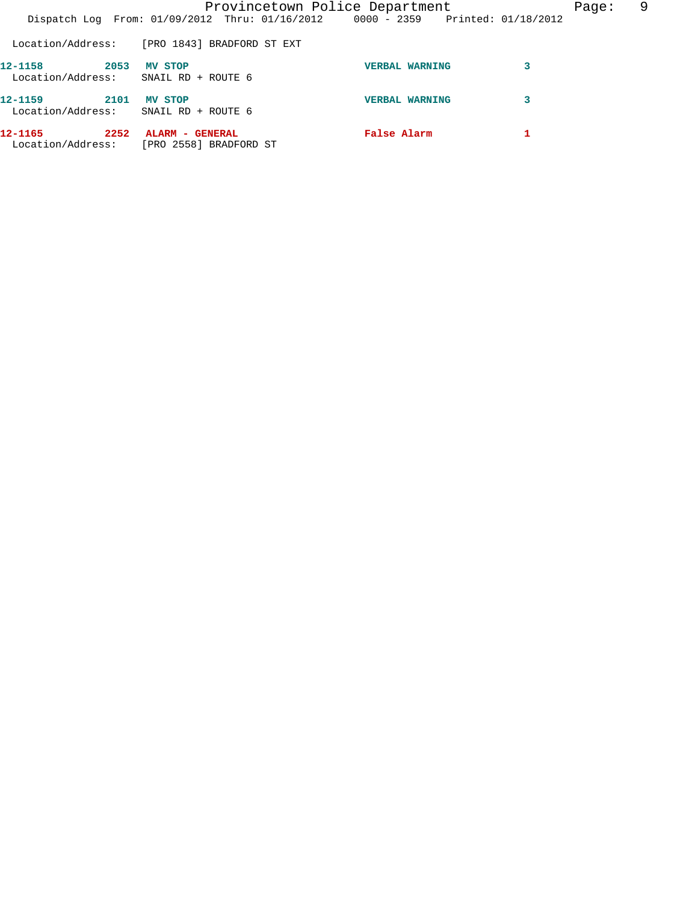Location/Address: [PRO 1843] BRADFORD ST EXT

**12-1158 2053 MV STOP** **VERBAL WARNING 3**
Location/Address: SNAIL RD + ROUTE 6

**12-1159 2101 MV STOP** **VERBAL WARNING 3**
Location/Address: SNAIL RD + ROUTE 6

**12-1165 2252 ALARM - GENERAL** **False Alarm 1**
Location/Address: [PRO 2558] BRADFORD ST